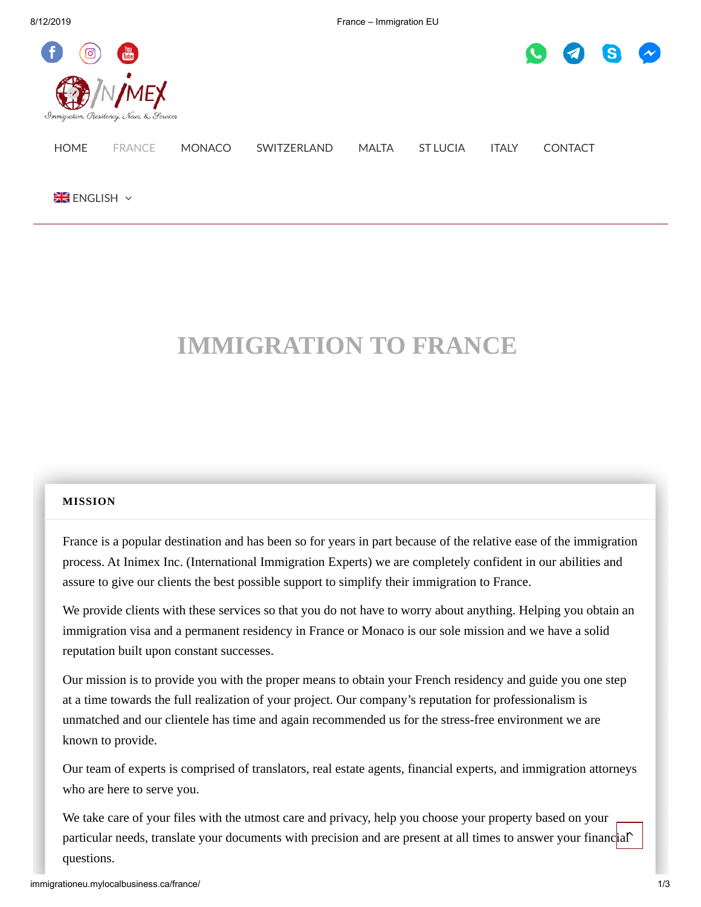HOME FRANCE MONACO SWITZERLAND MALTA ST LUCIA ITALY CONTACT

ENGLISH

# IMMIGRATION TO FRANCE

## MISSION

France is a popular destination and has been so for years in part because of the relative ease of the immigration process. At Inimex Inc. (International Immigration Experts) we are completely confident in our abilities and assure to give our clients the best possible support to simplify their immigration to France.

We provide clients with these services so that you do not have to worry about anything. Helping you obtain an immigration visa and a permanent residency in France or Monaco is our sole mission and we have a solid reputation built upon constant successes.

Our mission is to provide you with the proper means to obtain your French residency and guide you one step at a time towards the full realization of your project. Our company's reputation for professionalism is unmatched and our clientele has time and again recommended us for the stress-free environment we are known to provide.

Our team of experts is comprised of translators, real estate agents, financial experts, and immigration attorneys who are here to serve you.

We take care of your files with the utmost care and privacy, help you choose your property based on your particular needs, translate your documents with precision and are present at all times to answer your financial questions.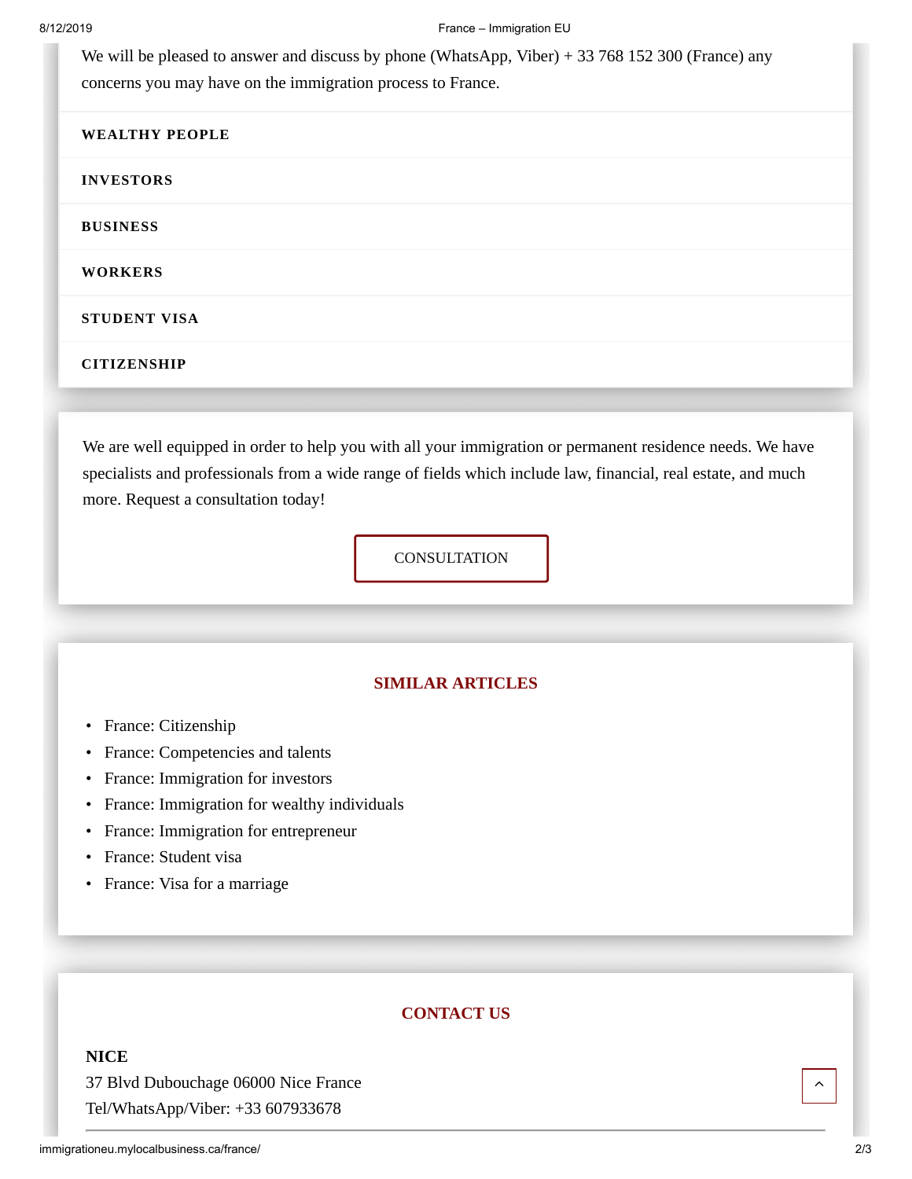We will be pleased to answer and discuss by phone (WhatsApp, Viber) + 33 768 152 300 (France) any concerns you may have on the immigration process to France.

**WEALTHY PEOPLE**

**INVESTORS**

**BUSINESS**

**WORKERS**

**STUDENT VISA**

**CITIZENSHIP**

We are well equipped in order to help you with all your immigration or permanent residence needs. We have specialists and professionals from a wide range of fields which include law, financial, real estate, and much more. Request a consultation today!

CONSULTATION

## SIMILAR ARTICLES

- France: Citizenship
- France: Competencies and talents
- France: Immigration for investors
- France: Immigration for wealthy individuals
- France: Immigration for entrepreneur
- France: Student visa
- France: Visa for a marriage

## CONTACT US

**NICE**

37 Blvd Dubouchage 06000 Nice France

Tel/WhatsApp/Viber: +33 607933678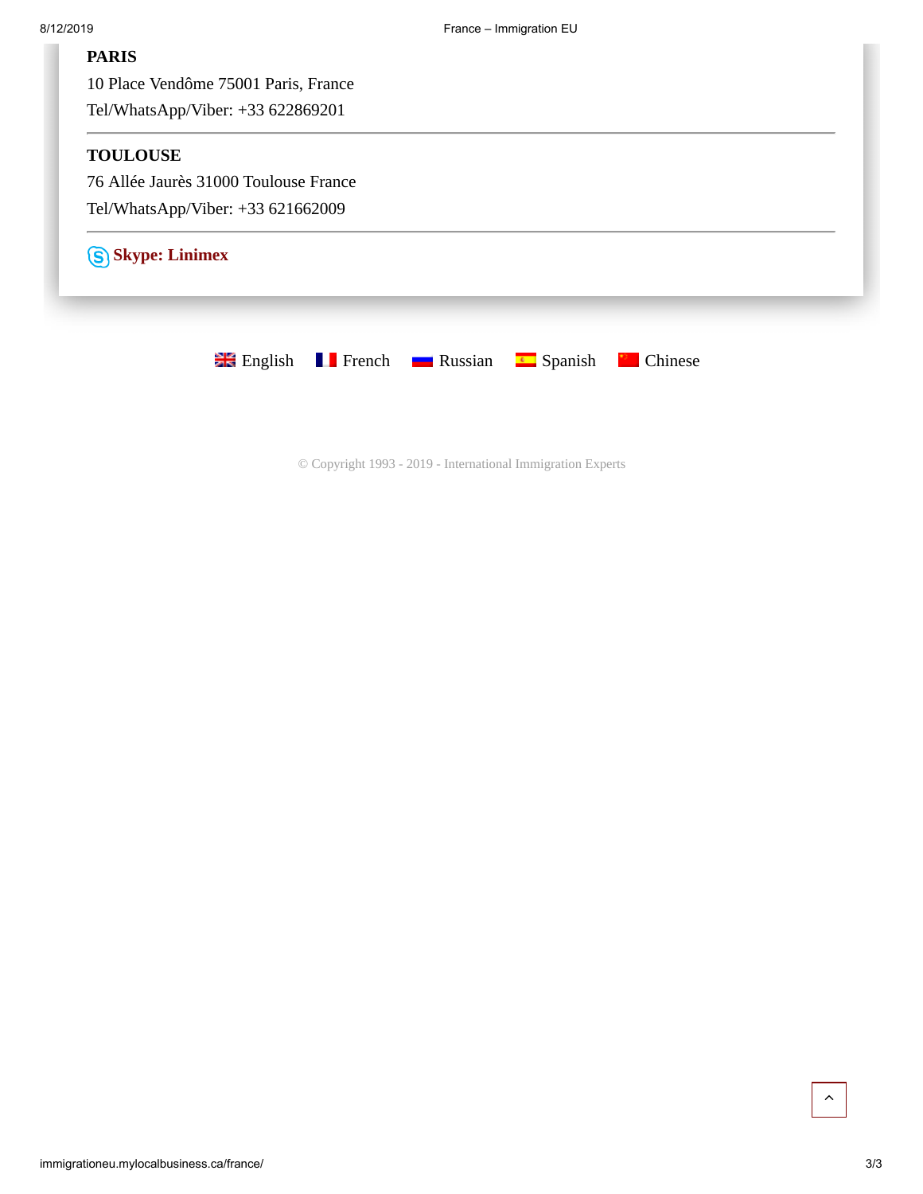**PARIS**

10 Place Vendôme 75001 Paris, France

Tel/WhatsApp/Viber: +33 622869201

---

**TOULOUSE**

76 Allée Jaurès 31000 Toulouse France

Tel/WhatsApp/Viber: +33 621662009

---

**Skype: Linimex**

English French Russian Spanish Chinese

© Copyright 1993 - 2019 - International Immigration Experts